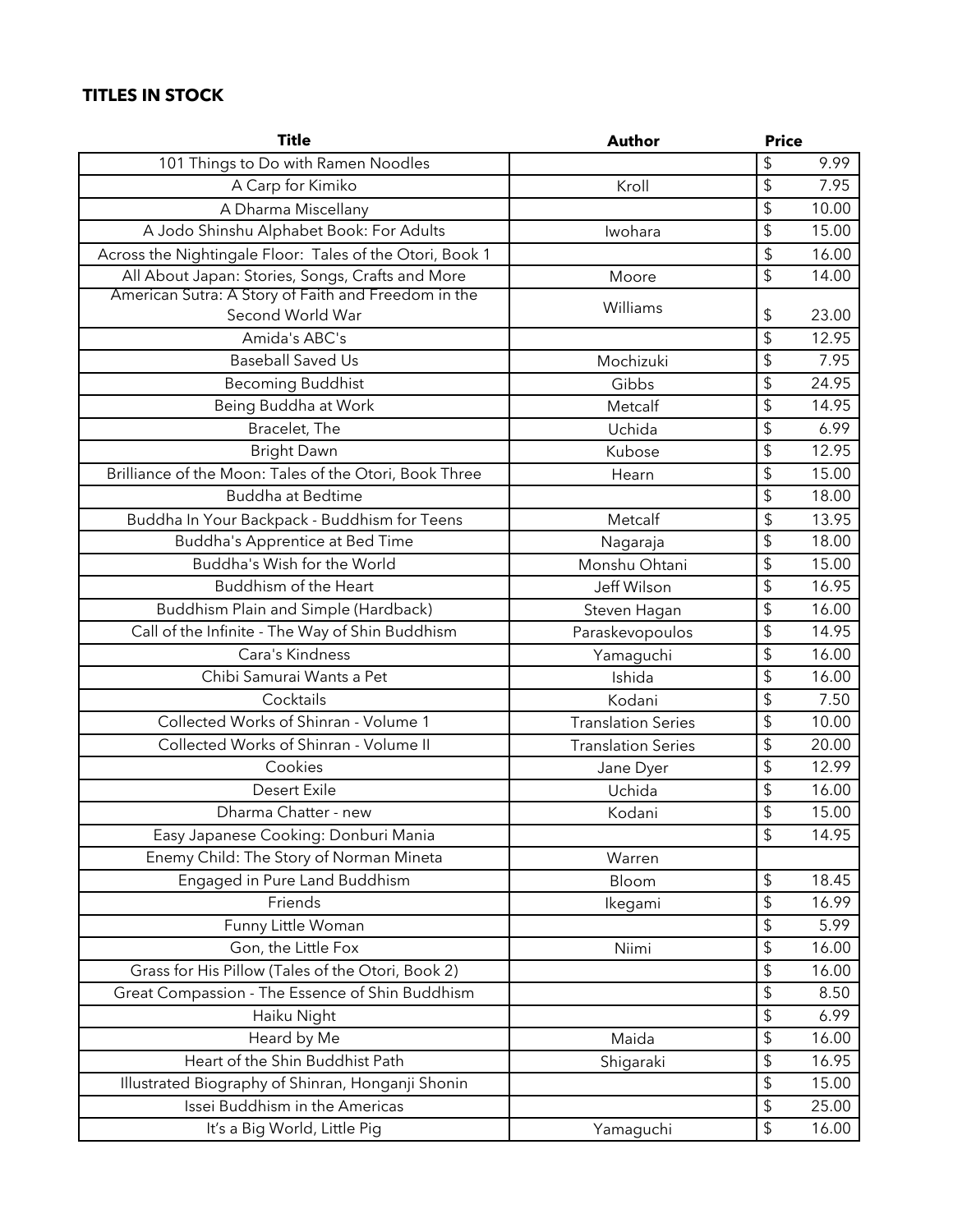**TITLES IN STOCK**

| Title | Author | Price |
|---|---|---|
| 101 Things to Do with Ramen Noodles | | $ 9.99 |
| A Carp for Kimiko | Kroll | $ 7.95 |
| A Dharma Miscellany | | $ 10.00 |
| A Jodo Shinshu Alphabet Book: For Adults | Iwohara | $ 15.00 |
| Across the Nightingale Floor: Tales of the Otori, Book 1 | | $ 16.00 |
| All About Japan: Stories, Songs, Crafts and More | Moore | $ 14.00 |
| American Sutra: A Story of Faith and Freedom in the Second World War | Williams | $ 23.00 |
| Amida's ABC's | | $ 12.95 |
| Baseball Saved Us | Mochizuki | $ 7.95 |
| Becoming Buddhist | Gibbs | $ 24.95 |
| Being Buddha at Work | Metcalf | $ 14.95 |
| Bracelet, The | Uchida | $ 6.99 |
| Bright Dawn | Kubose | $ 12.95 |
| Brilliance of the Moon: Tales of the Otori, Book Three | Hearn | $ 15.00 |
| Buddha at Bedtime | | $ 18.00 |
| Buddha In Your Backpack - Buddhism for Teens | Metcalf | $ 13.95 |
| Buddha's Apprentice at Bed Time | Nagaraja | $ 18.00 |
| Buddha's Wish for the World | Monshu Ohtani | $ 15.00 |
| Buddhism of the Heart | Jeff Wilson | $ 16.95 |
| Buddhism Plain and Simple (Hardback) | Steven Hagan | $ 16.00 |
| Call of the Infinite - The Way of Shin Buddhism | Paraskevopoulos | $ 14.95 |
| Cara's Kindness | Yamaguchi | $ 16.00 |
| Chibi Samurai Wants a Pet | Ishida | $ 16.00 |
| Cocktails | Kodani | $ 7.50 |
| Collected Works of Shinran - Volume 1 | Translation Series | $ 10.00 |
| Collected Works of Shinran - Volume II | Translation Series | $ 20.00 |
| Cookies | Jane Dyer | $ 12.99 |
| Desert Exile | Uchida | $ 16.00 |
| Dharma Chatter - new | Kodani | $ 15.00 |
| Easy Japanese Cooking: Donburi Mania | | $ 14.95 |
| Enemy Child: The Story of Norman Mineta | Warren | |
| Engaged in Pure Land Buddhism | Bloom | $ 18.45 |
| Friends | Ikegami | $ 16.99 |
| Funny Little Woman | | $ 5.99 |
| Gon, the Little Fox | Niimi | $ 16.00 |
| Grass for His Pillow (Tales of the Otori, Book 2) | | $ 16.00 |
| Great Compassion - The Essence of Shin Buddhism | | $ 8.50 |
| Haiku Night | | $ 6.99 |
| Heard by Me | Maida | $ 16.00 |
| Heart of the Shin Buddhist Path | Shigaraki | $ 16.95 |
| Illustrated Biography of Shinran, Honganji Shonin | | $ 15.00 |
| Issei Buddhism in the Americas | | $ 25.00 |
| It's a Big World, Little Pig | Yamaguchi | $ 16.00 |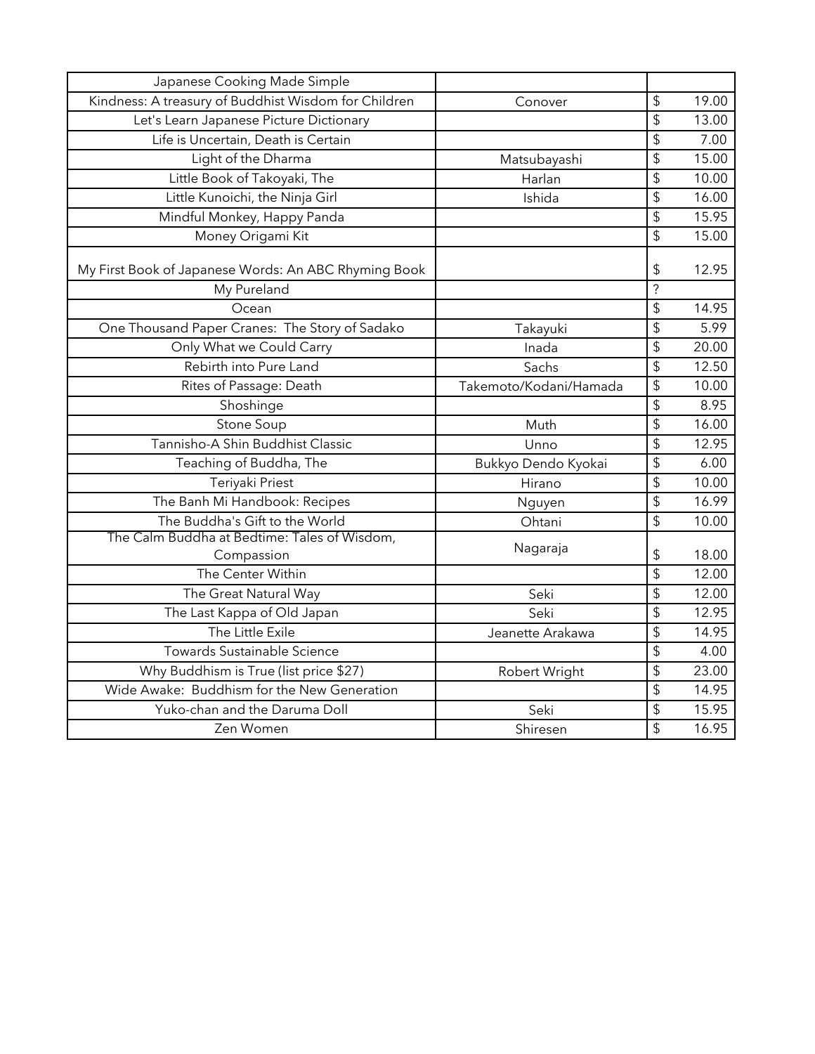| | | |
|---|---|---|
| Japanese Cooking Made Simple | | |
| Kindness: A treasury of Buddhist Wisdom for Children | Conover | $ 19.00 |
| Let's Learn Japanese Picture Dictionary | | $ 13.00 |
| Life is Uncertain, Death is Certain | | $ 7.00 |
| Light of the Dharma | Matsubayashi | $ 15.00 |
| Little Book of Takoyaki, The | Harlan | $ 10.00 |
| Little Kunoichi, the Ninja Girl | Ishida | $ 16.00 |
| Mindful Monkey, Happy Panda | | $ 15.95 |
| Money Origami Kit | | $ 15.00 |
| My First Book of Japanese Words: An ABC Rhyming Book | | $ 12.95 |
| My Pureland | | ? |
| Ocean | | $ 14.95 |
| One Thousand Paper Cranes: The Story of Sadako | Takayuki | $ 5.99 |
| Only What we Could Carry | Inada | $ 20.00 |
| Rebirth into Pure Land | Sachs | $ 12.50 |
| Rites of Passage: Death | Takemoto/Kodani/Hamada | $ 10.00 |
| Shoshinge | | $ 8.95 |
| Stone Soup | Muth | $ 16.00 |
| Tannisho-A Shin Buddhist Classic | Unno | $ 12.95 |
| Teaching of Buddha, The | Bukkyo Dendo Kyokai | $ 6.00 |
| Teriyaki Priest | Hirano | $ 10.00 |
| The Banh Mi Handbook: Recipes | Nguyen | $ 16.99 |
| The Buddha's Gift to the World | Ohtani | $ 10.00 |
| The Calm Buddha at Bedtime: Tales of Wisdom, Compassion | Nagaraja | $ 18.00 |
| The Center Within | | $ 12.00 |
| The Great Natural Way | Seki | $ 12.00 |
| The Last Kappa of Old Japan | Seki | $ 12.95 |
| The Little Exile | Jeanette Arakawa | $ 14.95 |
| Towards Sustainable Science | | $ 4.00 |
| Why Buddhism is True (list price $27) | Robert Wright | $ 23.00 |
| Wide Awake: Buddhism for the New Generation | | $ 14.95 |
| Yuko-chan and the Daruma Doll | Seki | $ 15.95 |
| Zen Women | Shiresen | $ 16.95 |